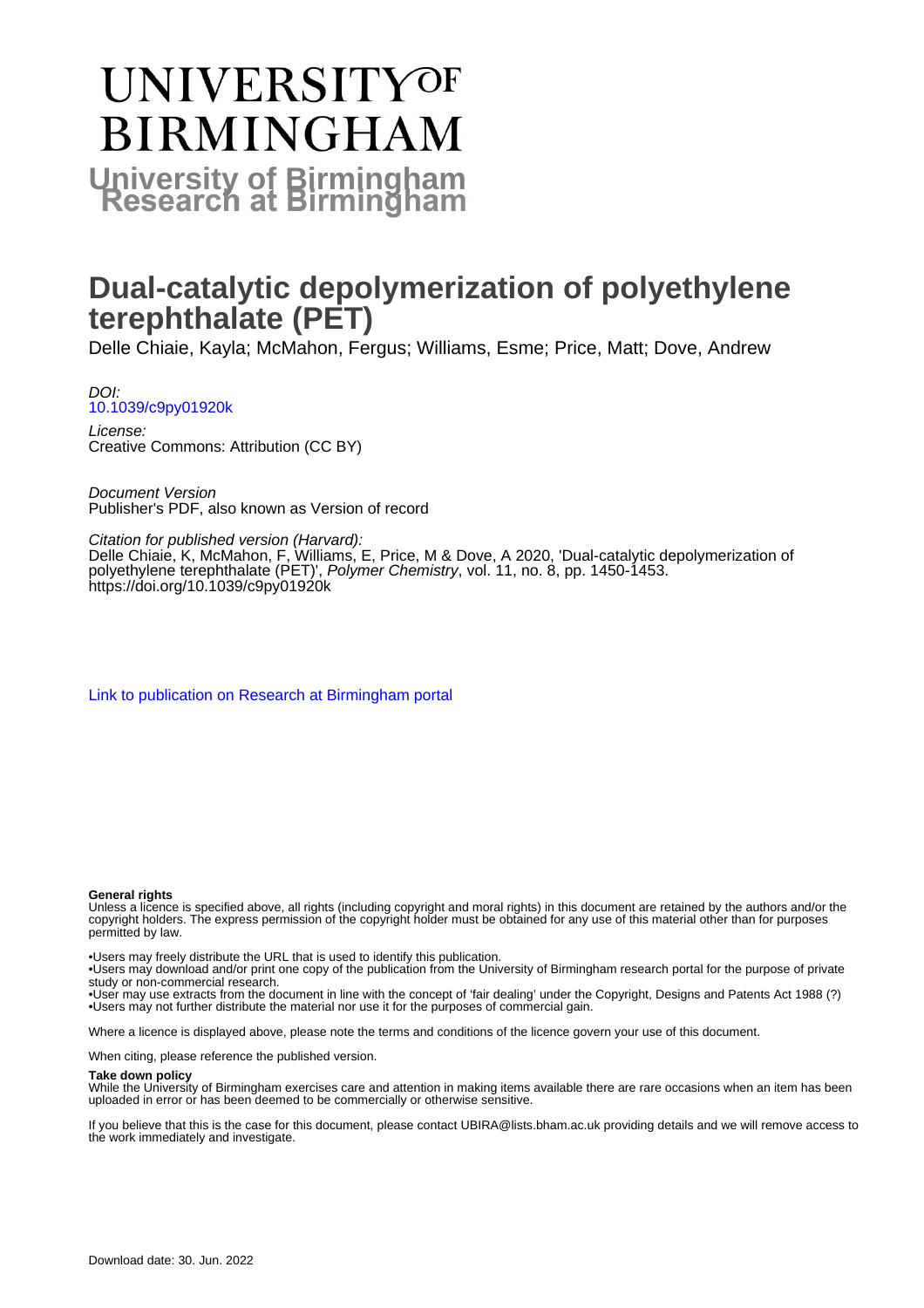# UNIVERSITY OF BIRMINGHAM

## University of Birmingham Research at Birmingham

# Dual-catalytic depolymerization of polyethylene terephthalate (PET)

Delle Chiaie, Kayla; McMahon, Fergus; Williams, Esme; Price, Matt; Dove, Andrew

*DOI:*
10.1039/c9py01920k

*License:*
Creative Commons: Attribution (CC BY)

*Document Version*
Publisher's PDF, also known as Version of record

*Citation for published version (Harvard):*
Delle Chiaie, K, McMahon, F, Williams, E, Price, M & Dove, A 2020, 'Dual-catalytic depolymerization of polyethylene terephthalate (PET)', *Polymer Chemistry*, vol. 11, no. 8, pp. 1450-1453. https://doi.org/10.1039/c9py01920k

Link to publication on Research at Birmingham portal

**General rights**

Unless a licence is specified above, all rights (including copyright and moral rights) in this document are retained by the authors and/or the copyright holders. The express permission of the copyright holder must be obtained for any use of this material other than for purposes permitted by law.

•Users may freely distribute the URL that is used to identify this publication.
•Users may download and/or print one copy of the publication from the University of Birmingham research portal for the purpose of private study or non-commercial research.
•User may use extracts from the document in line with the concept of 'fair dealing' under the Copyright, Designs and Patents Act 1988 (?)
•Users may not further distribute the material nor use it for the purposes of commercial gain.

Where a licence is displayed above, please note the terms and conditions of the licence govern your use of this document.

When citing, please reference the published version.

**Take down policy**

While the University of Birmingham exercises care and attention in making items available there are rare occasions when an item has been uploaded in error or has been deemed to be commercially or otherwise sensitive.

If you believe that this is the case for this document, please contact UBIRA@lists.bham.ac.uk providing details and we will remove access to the work immediately and investigate.

Download date: 30. Jun. 2022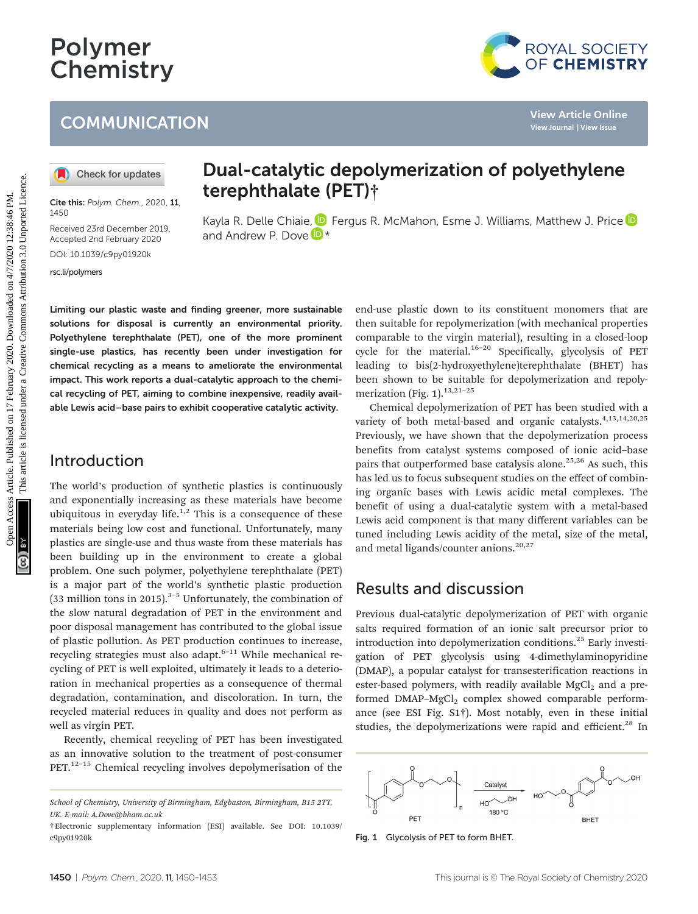# Polymer Chemistry

## COMMUNICATION

# Dual-catalytic depolymerization of polyethylene terephthalate (PET)†

Kayla R. Delle Chiaie, Fergus R. McMahon, Esme J. Williams, Matthew J. Price and Andrew P. Dove*

Cite this: *Polym. Chem.*, 2020, **11**, 1450

Received 23rd December 2019, Accepted 2nd February 2020

DOI: 10.1039/c9py01920k

rsc.li/polymers

**Limiting our plastic waste and finding greener, more sustainable solutions for disposal is currently an environmental priority. Polyethylene terephthalate (PET), one of the more prominent single-use plastics, has recently been under investigation for chemical recycling as a means to ameliorate the environmental impact. This work reports a dual-catalytic approach to the chemical recycling of PET, aiming to combine inexpensive, readily available Lewis acid–base pairs to exhibit cooperative catalytic activity.**

## Introduction

The world's production of synthetic plastics is continuously and exponentially increasing as these materials have become ubiquitous in everyday life.[1,2] This is a consequence of these materials being low cost and functional. Unfortunately, many plastics are single-use and thus waste from these materials has been building up in the environment to create a global problem. One such polymer, polyethylene terephthalate (PET) is a major part of the world's synthetic plastic production (33 million tons in 2015).[3–5] Unfortunately, the combination of the slow natural degradation of PET in the environment and poor disposal management has contributed to the global issue of plastic pollution. As PET production continues to increase, recycling strategies must also adapt.[6–11] While mechanical recycling of PET is well exploited, ultimately it leads to a deterioration in mechanical properties as a consequence of thermal degradation, contamination, and discoloration. In turn, the recycled material reduces in quality and does not perform as well as virgin PET.

Recently, chemical recycling of PET has been investigated as an innovative solution to the treatment of post-consumer PET.[12–15] Chemical recycling involves depolymerisation of the end-use plastic down to its constituent monomers that are then suitable for repolymerization (with mechanical properties comparable to the virgin material), resulting in a closed-loop cycle for the material.[16–20] Specifically, glycolysis of PET leading to bis(2-hydroxyethylene)terephthalate (BHET) has been shown to be suitable for depolymerization and repolymerization (Fig. 1).[13,21–25]

Chemical depolymerization of PET has been studied with a variety of both metal-based and organic catalysts.[4,13,14,20,25] Previously, we have shown that the depolymerization process benefits from catalyst systems composed of ionic acid–base pairs that outperformed base catalysis alone.[25,26] As such, this has led us to focus subsequent studies on the effect of combining organic bases with Lewis acidic metal complexes. The benefit of using a dual-catalytic system with a metal-based Lewis acid component is that many different variables can be tuned including Lewis acidity of the metal, size of the metal, and metal ligands/counter anions.[20,27]

## Results and discussion

Previous dual-catalytic depolymerization of PET with organic salts required formation of an ionic salt precursor prior to introduction into depolymerization conditions.[25] Early investigation of PET glycolysis using 4-dimethylaminopyridine (DMAP), a popular catalyst for transesterification reactions in ester-based polymers, with readily available $MgCl_2$ and a preformed DMAP–$MgCl_2$ complex showed comparable performance (see ESI Fig. S1†). Most notably, even in these initial studies, the depolymerizations were rapid and efficient.[28] In

Fig. 1 Glycolysis of PET to form BHET.

School of Chemistry, University of Birmingham, Edgbaston, Birmingham, B15 2TT, UK. E-mail: A.Dove@bham.ac.uk

†Electronic supplementary information (ESI) available. See DOI: 10.1039/c9py01920k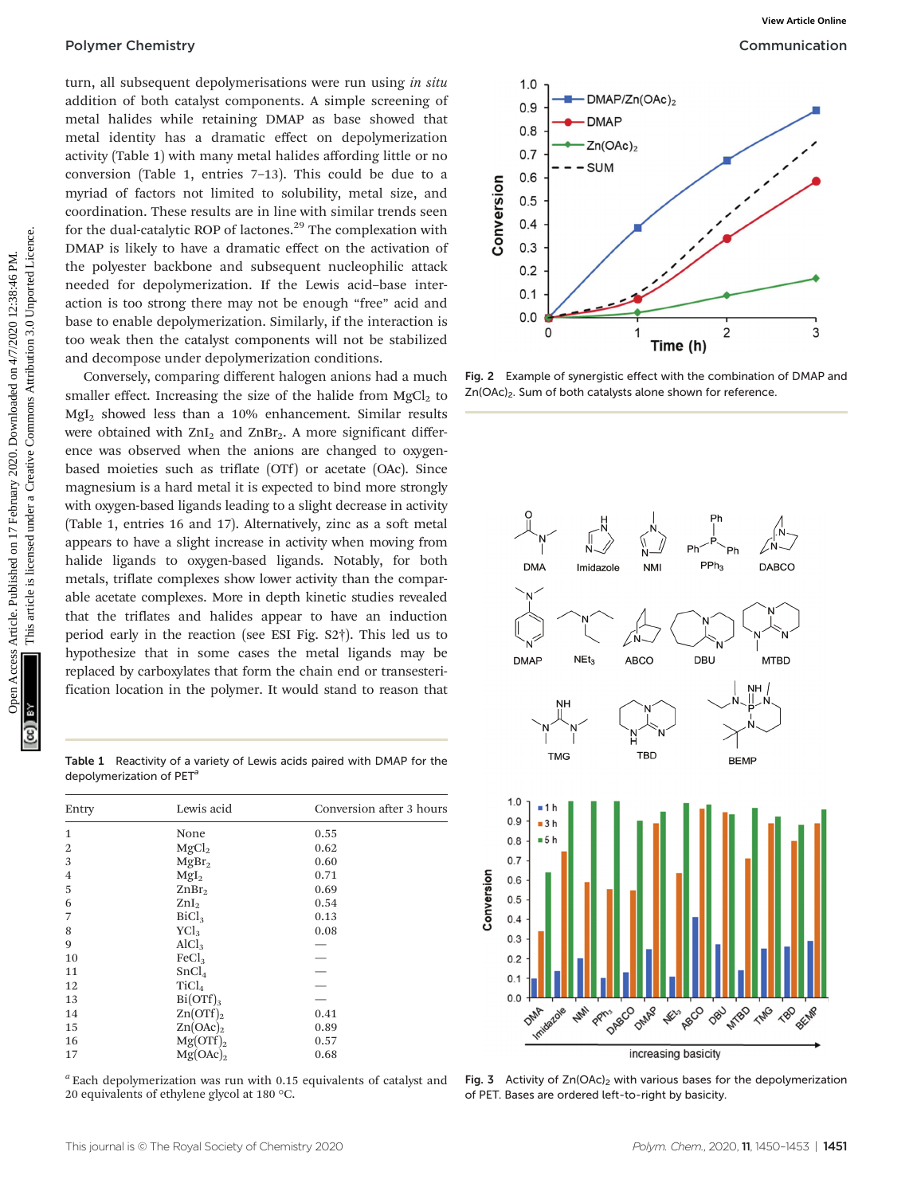turn, all subsequent depolymerisations were run using *in situ* addition of both catalyst components. A simple screening of metal halides while retaining DMAP as base showed that metal identity has a dramatic effect on depolymerization activity (Table 1) with many metal halides affording little or no conversion (Table 1, entries 7–13). This could be due to a myriad of factors not limited to solubility, metal size, and coordination. These results are in line with similar trends seen for the dual-catalytic ROP of lactones.[29] The complexation with DMAP is likely to have a dramatic effect on the activation of the polyester backbone and subsequent nucleophilic attack needed for depolymerization. If the Lewis acid–base interaction is too strong there may not be enough "free" acid and base to enable depolymerization. Similarly, if the interaction is too weak then the catalyst components will not be stabilized and decompose under depolymerization conditions.

Conversely, comparing different halogen anions had a much smaller effect. Increasing the size of the halide from $MgCl_2$ to $MgI_2$ showed less than a 10% enhancement. Similar results were obtained with $ZnI_2$ and $ZnBr_2$. A more significant difference was observed when the anions are changed to oxygen-based moieties such as triflate (OTf) or acetate (OAc). Since magnesium is a hard metal it is expected to bind more strongly with oxygen-based ligands leading to a slight decrease in activity (Table 1, entries 16 and 17). Alternatively, zinc as a soft metal appears to have a slight increase in activity when moving from halide ligands to oxygen-based ligands. Notably, for both metals, triflate complexes show lower activity than the comparable acetate complexes. More in depth kinetic studies revealed that the triflates and halides appear to have an induction period early in the reaction (see ESI Fig. S2†). This led us to hypothesize that in some cases the metal ligands may be replaced by carboxylates that form the chain end or transesterification location in the polymer. It would stand to reason that

Table 1 Reactivity of a variety of Lewis acids paired with DMAP for the depolymerization of PET[a]

| Entry | Lewis acid | Conversion after 3 hours |
|---|---|---|
| 1 | None | 0.55 |
| 2 | $MgCl_2$ | 0.62 |
| 3 | $MgBr_2$ | 0.60 |
| 4 | $MgI_2$ | 0.71 |
| 5 | $ZnBr_2$ | 0.69 |
| 6 | $ZnI_2$ | 0.54 |
| 7 | $BiCl_3$ | 0.13 |
| 8 | $YCl_3$ | 0.08 |
| 9 | $AlCl_3$ | — |
| 10 | $FeCl_3$ | — |
| 11 | $SnCl_4$ | — |
| 12 | $TiCl_4$ | — |
| 13 | $Bi(OTf)_3$ | — |
| 14 | $Zn(OTf)_2$ | 0.41 |
| 15 | $Zn(OAc)_2$ | 0.89 |
| 16 | $Mg(OTf)_2$ | 0.57 |
| 17 | $Mg(OAc)_2$ | 0.68 |

[a] Each depolymerization was run with 0.15 equivalents of catalyst and 20 equivalents of ethylene glycol at 180 °C.

Fig. 2 Example of synergistic effect with the combination of DMAP and $Zn(OAc)_2$. Sum of both catalysts alone shown for reference.

Fig. 3 Activity of $Zn(OAc)_2$ with various bases for the depolymerization of PET. Bases are ordered left-to-right by basicity.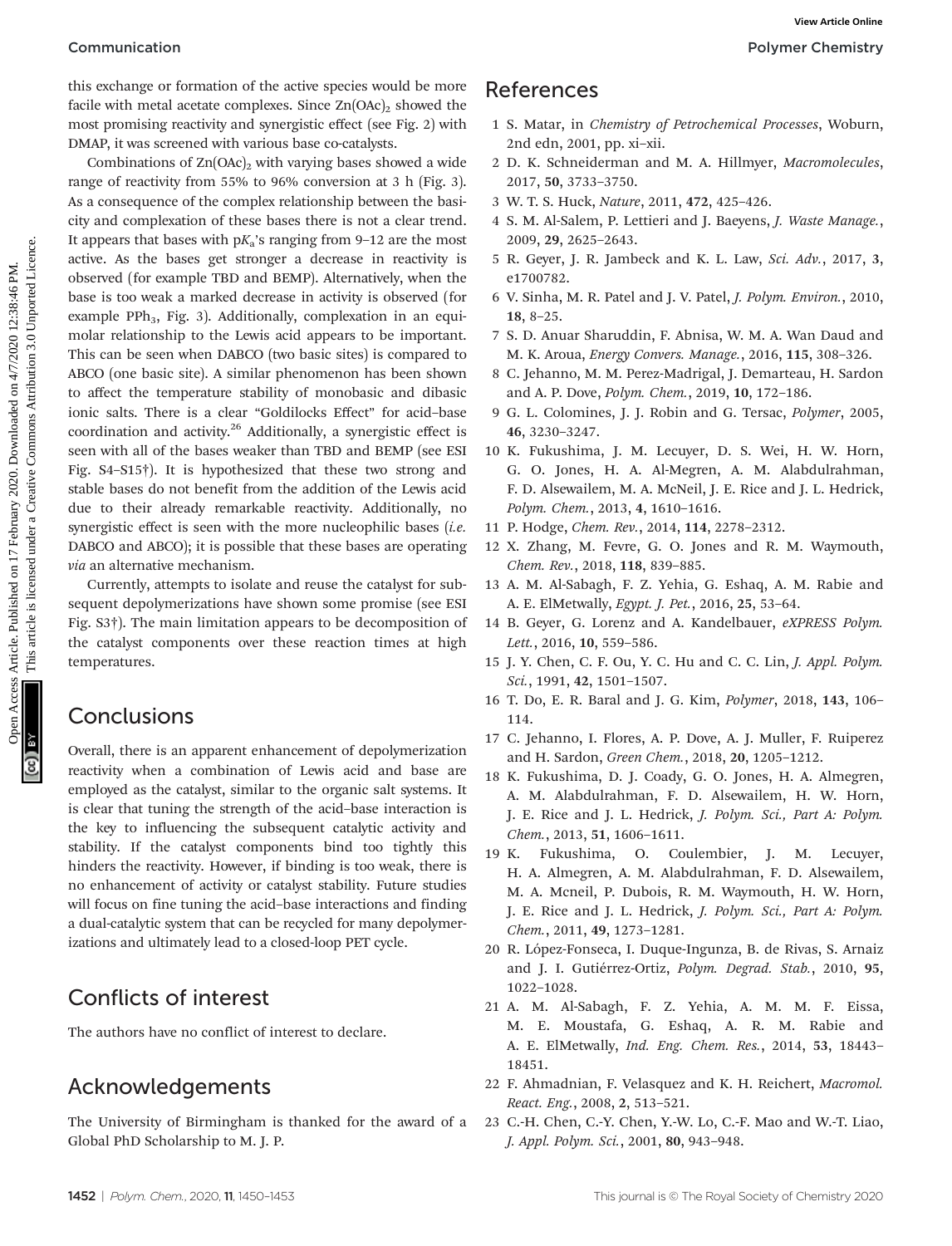this exchange or formation of the active species would be more facile with metal acetate complexes. Since $Zn(OAc)_2$ showed the most promising reactivity and synergistic effect (see Fig. 2) with DMAP, it was screened with various base co-catalysts.

Combinations of $Zn(OAc)_2$ with varying bases showed a wide range of reactivity from 55% to 96% conversion at 3 h (Fig. 3). As a consequence of the complex relationship between the basicity and complexation of these bases there is not a clear trend. It appears that bases with $pK_a$'s ranging from 9–12 are the most active. As the bases get stronger a decrease in reactivity is observed (for example TBD and BEMP). Alternatively, when the base is too weak a marked decrease in activity is observed (for example $PPh_3$, Fig. 3). Additionally, complexation in an equimolar relationship to the Lewis acid appears to be important. This can be seen when DABCO (two basic sites) is compared to ABCO (one basic site). A similar phenomenon has been shown to affect the temperature stability of monobasic and dibasic ionic salts. There is a clear "Goldilocks Effect" for acid–base coordination and activity.[26] Additionally, a synergistic effect is seen with all of the bases weaker than TBD and BEMP (see ESI Fig. S4–S15†). It is hypothesized that these two strong and stable bases do not benefit from the addition of the Lewis acid due to their already remarkable reactivity. Additionally, no synergistic effect is seen with the more nucleophilic bases (*i.e.* DABCO and ABCO); it is possible that these bases are operating *via* an alternative mechanism.

Currently, attempts to isolate and reuse the catalyst for subsequent depolymerizations have shown some promise (see ESI Fig. S3†). The main limitation appears to be decomposition of the catalyst components over these reaction times at high temperatures.

## Conclusions

Overall, there is an apparent enhancement of depolymerization reactivity when a combination of Lewis acid and base are employed as the catalyst, similar to the organic salt systems. It is clear that tuning the strength of the acid–base interaction is the key to influencing the subsequent catalytic activity and stability. If the catalyst components bind too tightly this hinders the reactivity. However, if binding is too weak, there is no enhancement of activity or catalyst stability. Future studies will focus on fine tuning the acid–base interactions and finding a dual-catalytic system that can be recycled for many depolymerizations and ultimately lead to a closed-loop PET cycle.

## Conflicts of interest

The authors have no conflict of interest to declare.

## Acknowledgements

The University of Birmingham is thanked for the award of a Global PhD Scholarship to M. J. P.

## References

1. S. Matar, in *Chemistry of Petrochemical Processes*, Woburn, 2nd edn, 2001, pp. xi–xii.
2. D. K. Schneiderman and M. A. Hillmyer, *Macromolecules*, 2017, **50**, 3733–3750.
3. W. T. S. Huck, *Nature*, 2011, **472**, 425–426.
4. S. M. Al-Salem, P. Lettieri and J. Baeyens, *J. Waste Manage.*, 2009, **29**, 2625–2643.
5. R. Geyer, J. R. Jambeck and K. L. Law, *Sci. Adv.*, 2017, **3**, e1700782.
6. V. Sinha, M. R. Patel and J. V. Patel, *J. Polym. Environ.*, 2010, **18**, 8–25.
7. S. D. Anuar Sharuddin, F. Abnisa, W. M. A. Wan Daud and M. K. Aroua, *Energy Convers. Manage.*, 2016, **115**, 308–326.
8. C. Jehanno, M. M. Perez-Madrigal, J. Demarteau, H. Sardon and A. P. Dove, *Polym. Chem.*, 2019, **10**, 172–186.
9. G. L. Colomines, J. J. Robin and G. Tersac, *Polymer*, 2005, **46**, 3230–3247.
10. K. Fukushima, J. M. Lecuyer, D. S. Wei, H. W. Horn, G. O. Jones, H. A. Al-Megren, A. M. Alabdulrahman, F. D. Alsewailem, M. A. McNeil, J. E. Rice and J. L. Hedrick, *Polym. Chem.*, 2013, **4**, 1610–1616.
11. P. Hodge, *Chem. Rev.*, 2014, **114**, 2278–2312.
12. X. Zhang, M. Fevre, G. O. Jones and R. M. Waymouth, *Chem. Rev.*, 2018, **118**, 839–885.
13. A. M. Al-Sabagh, F. Z. Yehia, G. Eshaq, A. M. Rabie and A. E. ElMetwally, *Egypt. J. Pet.*, 2016, **25**, 53–64.
14. B. Geyer, G. Lorenz and A. Kandelbauer, *eXPRESS Polym. Lett.*, 2016, **10**, 559–586.
15. J. Y. Chen, C. F. Ou, Y. C. Hu and C. C. Lin, *J. Appl. Polym. Sci.*, 1991, **42**, 1501–1507.
16. T. Do, E. R. Baral and J. G. Kim, *Polymer*, 2018, **143**, 106–114.
17. C. Jehanno, I. Flores, A. P. Dove, A. J. Muller, F. Ruiperez and H. Sardon, *Green Chem.*, 2018, **20**, 1205–1212.
18. K. Fukushima, D. J. Coady, G. O. Jones, H. A. Almegren, A. M. Alabdulrahman, F. D. Alsewailem, H. W. Horn, J. E. Rice and J. L. Hedrick, *J. Polym. Sci., Part A: Polym. Chem.*, 2013, **51**, 1606–1611.
19. K. Fukushima, O. Coulembier, J. M. Lecuyer, H. A. Almegren, A. M. Alabdulrahman, F. D. Alsewailem, M. A. Mcneil, P. Dubois, R. M. Waymouth, H. W. Horn, J. E. Rice and J. L. Hedrick, *J. Polym. Sci., Part A: Polym. Chem.*, 2011, **49**, 1273–1281.
20. R. López-Fonseca, I. Duque-Ingunza, B. de Rivas, S. Arnaiz and J. I. Gutiérrez-Ortiz, *Polym. Degrad. Stab.*, 2010, **95**, 1022–1028.
21. A. M. Al-Sabagh, F. Z. Yehia, A. M. M. F. Eissa, M. E. Moustafa, G. Eshaq, A. R. M. Rabie and A. E. ElMetwally, *Ind. Eng. Chem. Res.*, 2014, **53**, 18443–18451.
22. F. Ahmadnian, F. Velasquez and K. H. Reichert, *Macromol. React. Eng.*, 2008, **2**, 513–521.
23. C.-H. Chen, C.-Y. Chen, Y.-W. Lo, C.-F. Mao and W.-T. Liao, *J. Appl. Polym. Sci.*, 2001, **80**, 943–948.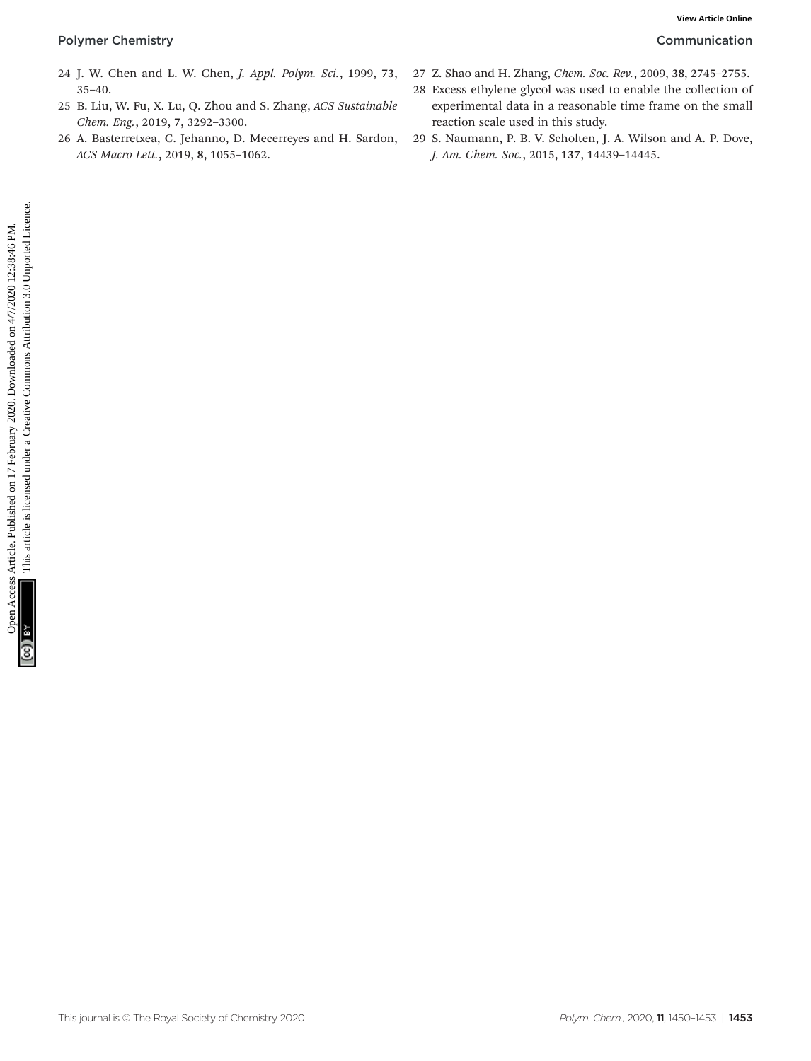24 J. W. Chen and L. W. Chen, *J. Appl. Polym. Sci.*, 1999, **73**, 35–40.

25 B. Liu, W. Fu, X. Lu, Q. Zhou and S. Zhang, *ACS Sustainable Chem. Eng.*, 2019, **7**, 3292–3300.

26 A. Basterretxea, C. Jehanno, D. Mecerreyes and H. Sardon, *ACS Macro Lett.*, 2019, **8**, 1055–1062.

27 Z. Shao and H. Zhang, *Chem. Soc. Rev.*, 2009, **38**, 2745–2755.

28 Excess ethylene glycol was used to enable the collection of experimental data in a reasonable time frame on the small reaction scale used in this study.

29 S. Naumann, P. B. V. Scholten, J. A. Wilson and A. P. Dove, *J. Am. Chem. Soc.*, 2015, **137**, 14439–14445.